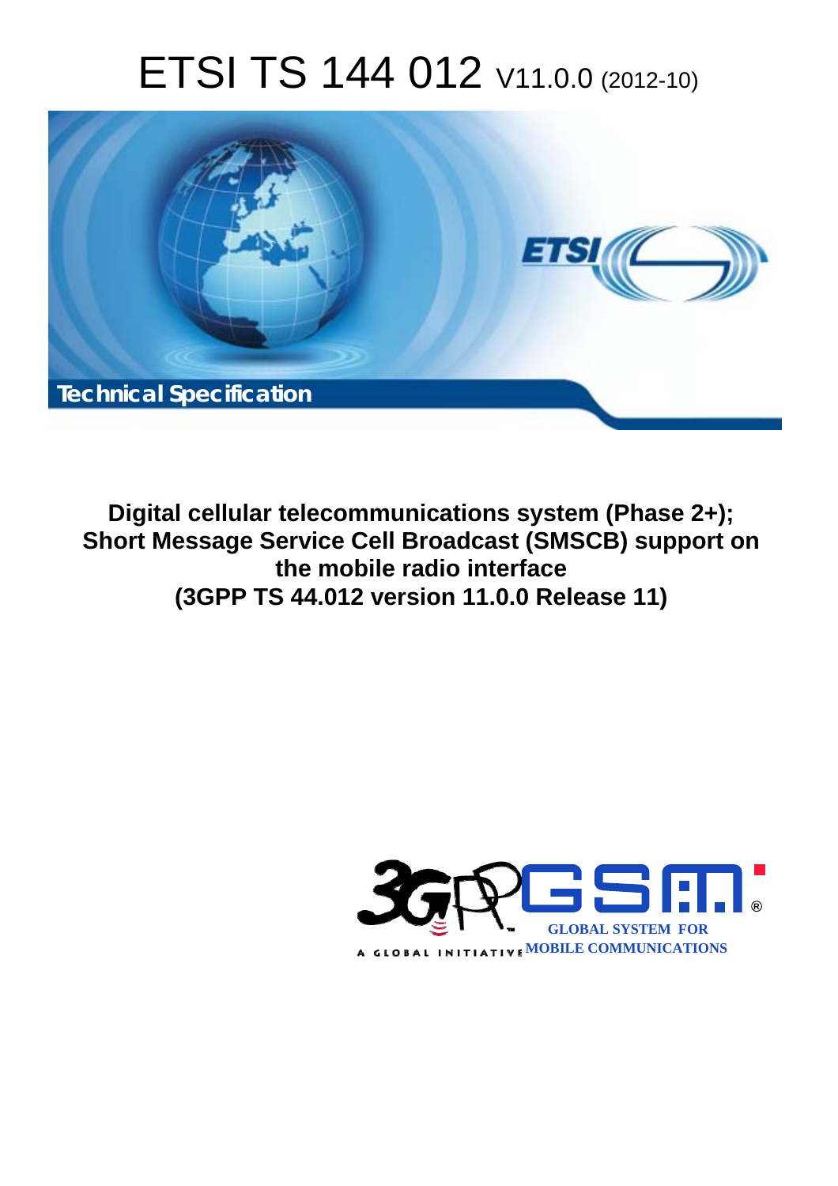# ETSI TS 144 012 V11.0.0 (2012-10)

Technical Specification

**Digital cellular telecommunications system (Phase 2+); Short Message Service Cell Broadcast (SMSCB) support on the mobile radio interface (3GPP TS 44.012 version 11.0.0 Release 11)**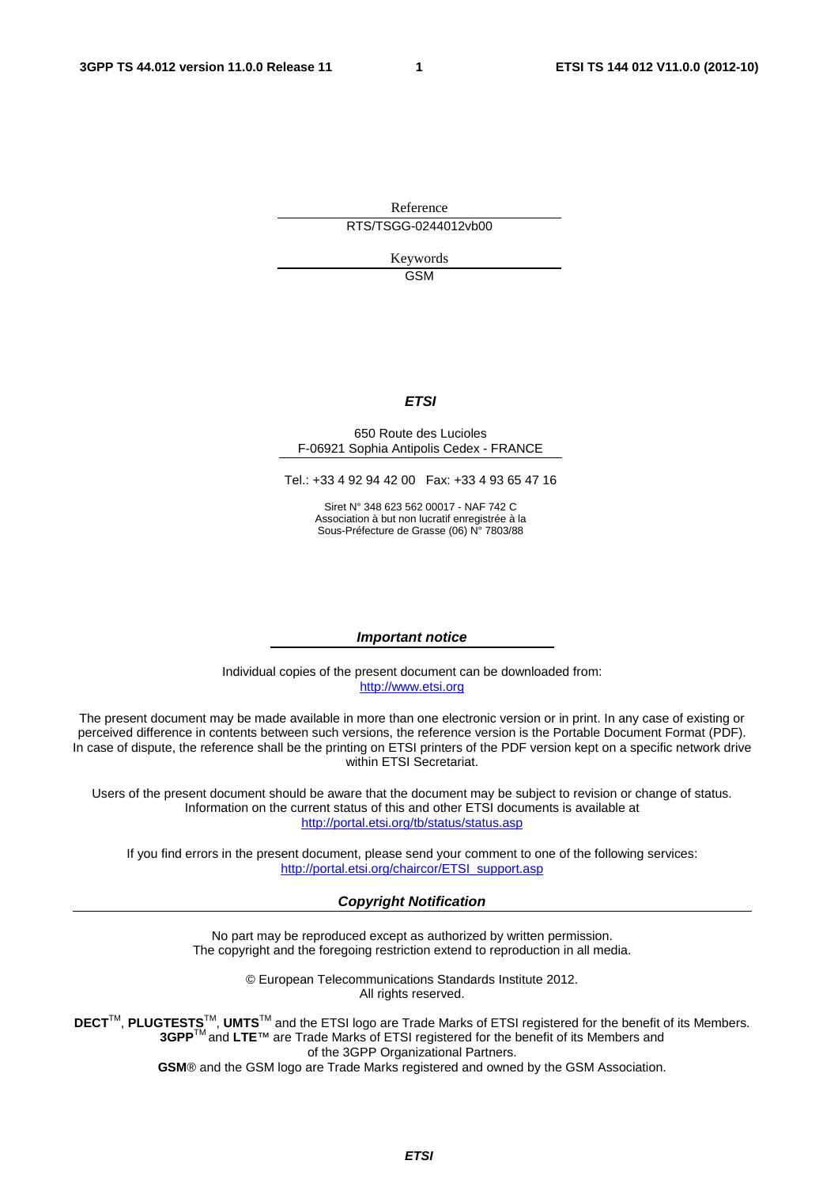Reference

RTS/TSGG-0244012vb00

Keywords

GSM

***ETSI***

650 Route des Lucioles
F-06921 Sophia Antipolis Cedex - FRANCE

Tel.: +33 4 92 94 42 00 Fax: +33 4 93 65 47 16

Siret N° 348 623 562 00017 - NAF 742 C
Association à but non lucratif enregistrée à la
Sous-Préfecture de Grasse (06) N° 7803/88

***Important notice***

Individual copies of the present document can be downloaded from:
http://www.etsi.org

The present document may be made available in more than one electronic version or in print. In any case of existing or perceived difference in contents between such versions, the reference version is the Portable Document Format (PDF). In case of dispute, the reference shall be the printing on ETSI printers of the PDF version kept on a specific network drive within ETSI Secretariat.

Users of the present document should be aware that the document may be subject to revision or change of status. Information on the current status of this and other ETSI documents is available at
http://portal.etsi.org/tb/status/status.asp

If you find errors in the present document, please send your comment to one of the following services:
http://portal.etsi.org/chaircor/ETSI_support.asp

***Copyright Notification***

No part may be reproduced except as authorized by written permission.
The copyright and the foregoing restriction extend to reproduction in all media.

© European Telecommunications Standards Institute 2012.
All rights reserved.

**DECT**™, **PLUGTESTS**™, **UMTS**™ and the ETSI logo are Trade Marks of ETSI registered for the benefit of its Members.
**3GPP**™ and **LTE**™ are Trade Marks of ETSI registered for the benefit of its Members and of the 3GPP Organizational Partners.
**GSM**® and the GSM logo are Trade Marks registered and owned by the GSM Association.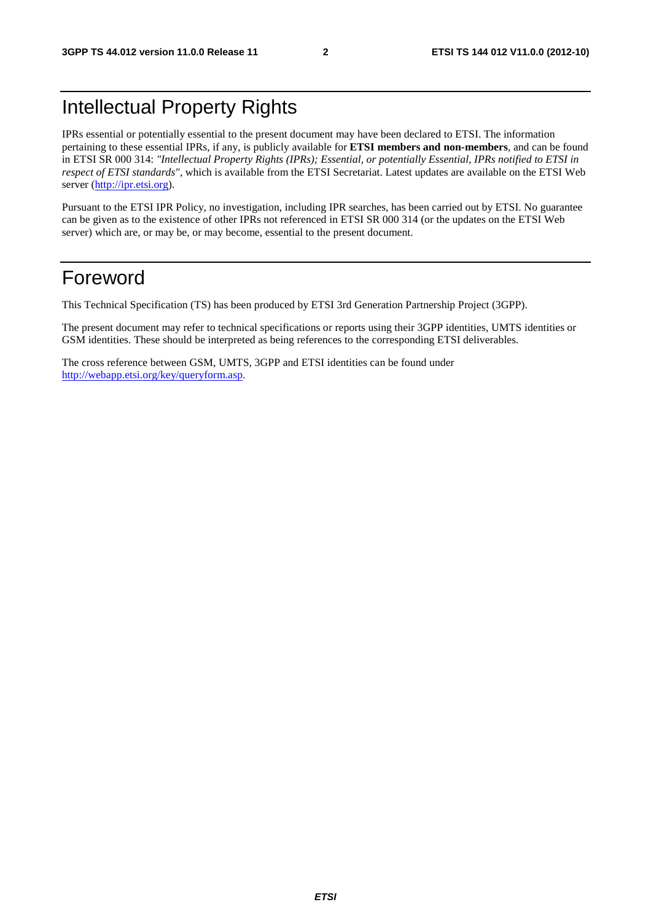# Intellectual Property Rights

IPRs essential or potentially essential to the present document may have been declared to ETSI. The information pertaining to these essential IPRs, if any, is publicly available for **ETSI members and non-members**, and can be found in ETSI SR 000 314: *"Intellectual Property Rights (IPRs); Essential, or potentially Essential, IPRs notified to ETSI in respect of ETSI standards"*, which is available from the ETSI Secretariat. Latest updates are available on the ETSI Web server (http://ipr.etsi.org).

Pursuant to the ETSI IPR Policy, no investigation, including IPR searches, has been carried out by ETSI. No guarantee can be given as to the existence of other IPRs not referenced in ETSI SR 000 314 (or the updates on the ETSI Web server) which are, or may be, or may become, essential to the present document.

# Foreword

This Technical Specification (TS) has been produced by ETSI 3rd Generation Partnership Project (3GPP).

The present document may refer to technical specifications or reports using their 3GPP identities, UMTS identities or GSM identities. These should be interpreted as being references to the corresponding ETSI deliverables.

The cross reference between GSM, UMTS, 3GPP and ETSI identities can be found under http://webapp.etsi.org/key/queryform.asp.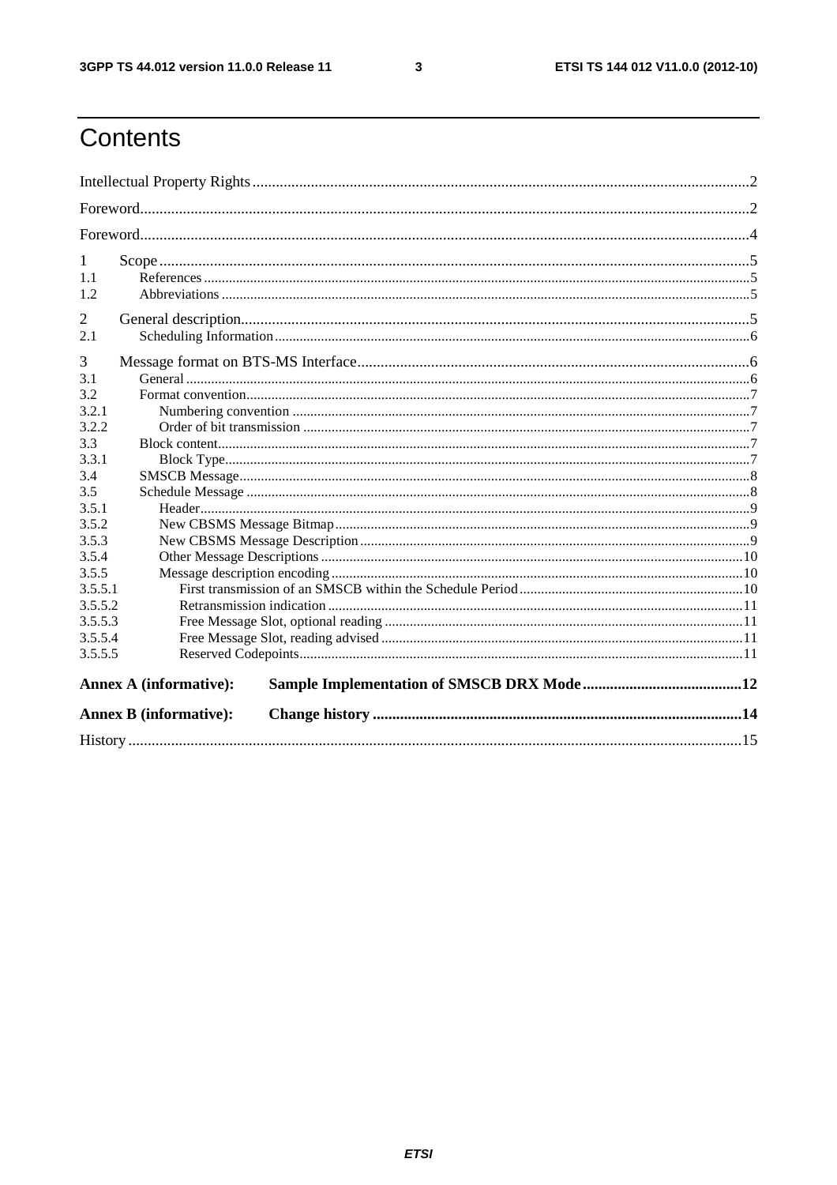# Contents

Intellectual Property Rights ..... 2

Foreword ..... 2

Foreword ..... 4

1 Scope ..... 5

1.1 References ..... 5

1.2 Abbreviations ..... 5

2 General description ..... 5

2.1 Scheduling Information ..... 6

3 Message format on BTS-MS Interface ..... 6

3.1 General ..... 6

3.2 Format convention ..... 7

3.2.1 Numbering convention ..... 7

3.2.2 Order of bit transmission ..... 7

3.3 Block content ..... 7

3.3.1 Block Type ..... 7

3.4 SMSCB Message ..... 8

3.5 Schedule Message ..... 8

3.5.1 Header ..... 9

3.5.2 New CBSMS Message Bitmap ..... 9

3.5.3 New CBSMS Message Description ..... 9

3.5.4 Other Message Descriptions ..... 10

3.5.5 Message description encoding ..... 10

3.5.5.1 First transmission of an SMSCB within the Schedule Period ..... 10

3.5.5.2 Retransmission indication ..... 11

3.5.5.3 Free Message Slot, optional reading ..... 11

3.5.5.4 Free Message Slot, reading advised ..... 11

3.5.5.5 Reserved Codepoints ..... 11

**Annex A (informative): Sample Implementation of SMSCB DRX Mode ..... 12**

**Annex B (informative): Change history ..... 14**

History ..... 15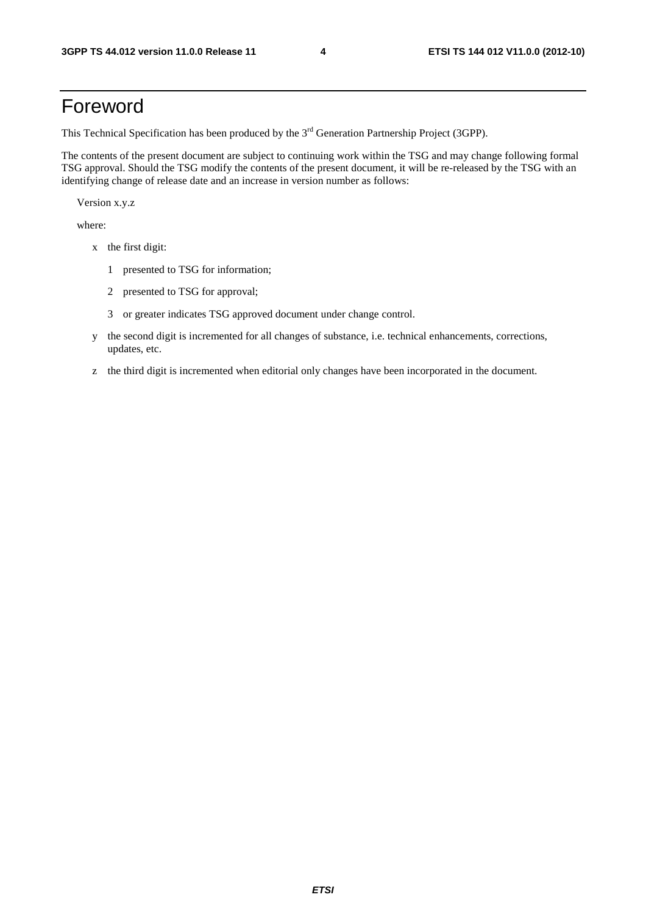# Foreword

This Technical Specification has been produced by the 3rd Generation Partnership Project (3GPP).

The contents of the present document are subject to continuing work within the TSG and may change following formal TSG approval. Should the TSG modify the contents of the present document, it will be re-released by the TSG with an identifying change of release date and an increase in version number as follows:

Version x.y.z

where:

- x the first digit:
  - 1 presented to TSG for information;
  - 2 presented to TSG for approval;
  - 3 or greater indicates TSG approved document under change control.
- y the second digit is incremented for all changes of substance, i.e. technical enhancements, corrections, updates, etc.
- z the third digit is incremented when editorial only changes have been incorporated in the document.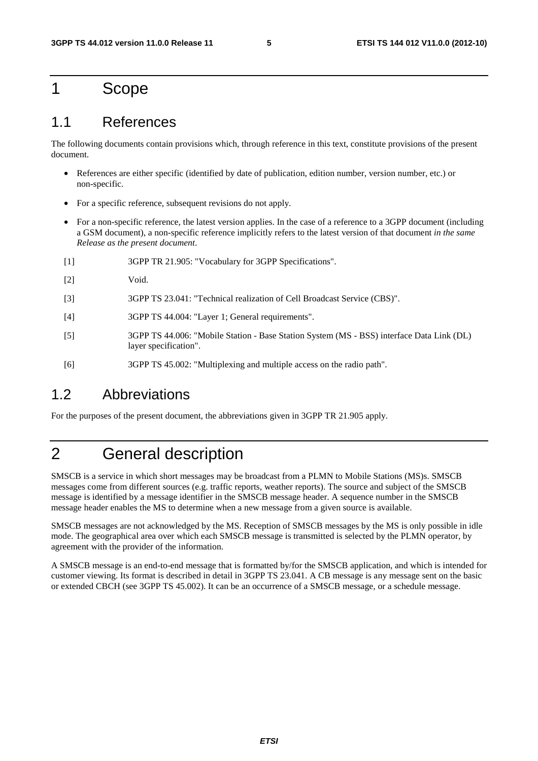# 1 Scope

## 1.1 References

The following documents contain provisions which, through reference in this text, constitute provisions of the present document.

- References are either specific (identified by date of publication, edition number, version number, etc.) or non-specific.
- For a specific reference, subsequent revisions do not apply.
- For a non-specific reference, the latest version applies. In the case of a reference to a 3GPP document (including a GSM document), a non-specific reference implicitly refers to the latest version of that document *in the same Release as the present document*.

[1] 3GPP TR 21.905: "Vocabulary for 3GPP Specifications".

[2] Void.

[3] 3GPP TS 23.041: "Technical realization of Cell Broadcast Service (CBS)".

[4] 3GPP TS 44.004: "Layer 1; General requirements".

[5] 3GPP TS 44.006: "Mobile Station - Base Station System (MS - BSS) interface Data Link (DL) layer specification".

[6] 3GPP TS 45.002: "Multiplexing and multiple access on the radio path".

## 1.2 Abbreviations

For the purposes of the present document, the abbreviations given in 3GPP TR 21.905 apply.

# 2 General description

SMSCB is a service in which short messages may be broadcast from a PLMN to Mobile Stations (MS)s. SMSCB messages come from different sources (e.g. traffic reports, weather reports). The source and subject of the SMSCB message is identified by a message identifier in the SMSCB message header. A sequence number in the SMSCB message header enables the MS to determine when a new message from a given source is available.

SMSCB messages are not acknowledged by the MS. Reception of SMSCB messages by the MS is only possible in idle mode. The geographical area over which each SMSCB message is transmitted is selected by the PLMN operator, by agreement with the provider of the information.

A SMSCB message is an end-to-end message that is formatted by/for the SMSCB application, and which is intended for customer viewing. Its format is described in detail in 3GPP TS 23.041. A CB message is any message sent on the basic or extended CBCH (see 3GPP TS 45.002). It can be an occurrence of a SMSCB message, or a schedule message.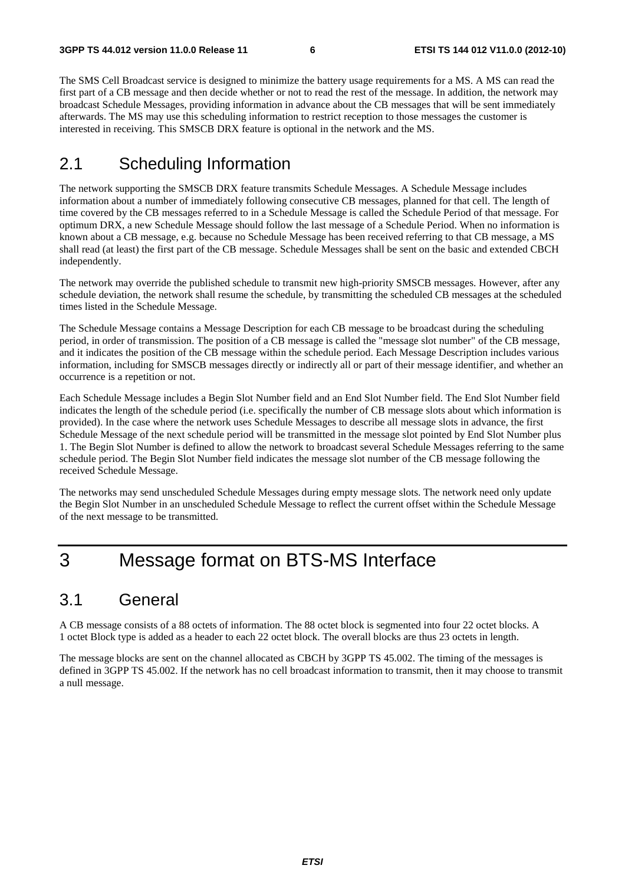The SMS Cell Broadcast service is designed to minimize the battery usage requirements for a MS. A MS can read the first part of a CB message and then decide whether or not to read the rest of the message. In addition, the network may broadcast Schedule Messages, providing information in advance about the CB messages that will be sent immediately afterwards. The MS may use this scheduling information to restrict reception to those messages the customer is interested in receiving. This SMSCB DRX feature is optional in the network and the MS.

## 2.1 Scheduling Information

The network supporting the SMSCB DRX feature transmits Schedule Messages. A Schedule Message includes information about a number of immediately following consecutive CB messages, planned for that cell. The length of time covered by the CB messages referred to in a Schedule Message is called the Schedule Period of that message. For optimum DRX, a new Schedule Message should follow the last message of a Schedule Period. When no information is known about a CB message, e.g. because no Schedule Message has been received referring to that CB message, a MS shall read (at least) the first part of the CB message. Schedule Messages shall be sent on the basic and extended CBCH independently.

The network may override the published schedule to transmit new high-priority SMSCB messages. However, after any schedule deviation, the network shall resume the schedule, by transmitting the scheduled CB messages at the scheduled times listed in the Schedule Message.

The Schedule Message contains a Message Description for each CB message to be broadcast during the scheduling period, in order of transmission. The position of a CB message is called the "message slot number" of the CB message, and it indicates the position of the CB message within the schedule period. Each Message Description includes various information, including for SMSCB messages directly or indirectly all or part of their message identifier, and whether an occurrence is a repetition or not.

Each Schedule Message includes a Begin Slot Number field and an End Slot Number field. The End Slot Number field indicates the length of the schedule period (i.e. specifically the number of CB message slots about which information is provided). In the case where the network uses Schedule Messages to describe all message slots in advance, the first Schedule Message of the next schedule period will be transmitted in the message slot pointed by End Slot Number plus 1. The Begin Slot Number is defined to allow the network to broadcast several Schedule Messages referring to the same schedule period. The Begin Slot Number field indicates the message slot number of the CB message following the received Schedule Message.

The networks may send unscheduled Schedule Messages during empty message slots. The network need only update the Begin Slot Number in an unscheduled Schedule Message to reflect the current offset within the Schedule Message of the next message to be transmitted.

# 3 Message format on BTS-MS Interface

## 3.1 General

A CB message consists of a 88 octets of information. The 88 octet block is segmented into four 22 octet blocks. A 1 octet Block type is added as a header to each 22 octet block. The overall blocks are thus 23 octets in length.

The message blocks are sent on the channel allocated as CBCH by 3GPP TS 45.002. The timing of the messages is defined in 3GPP TS 45.002. If the network has no cell broadcast information to transmit, then it may choose to transmit a null message.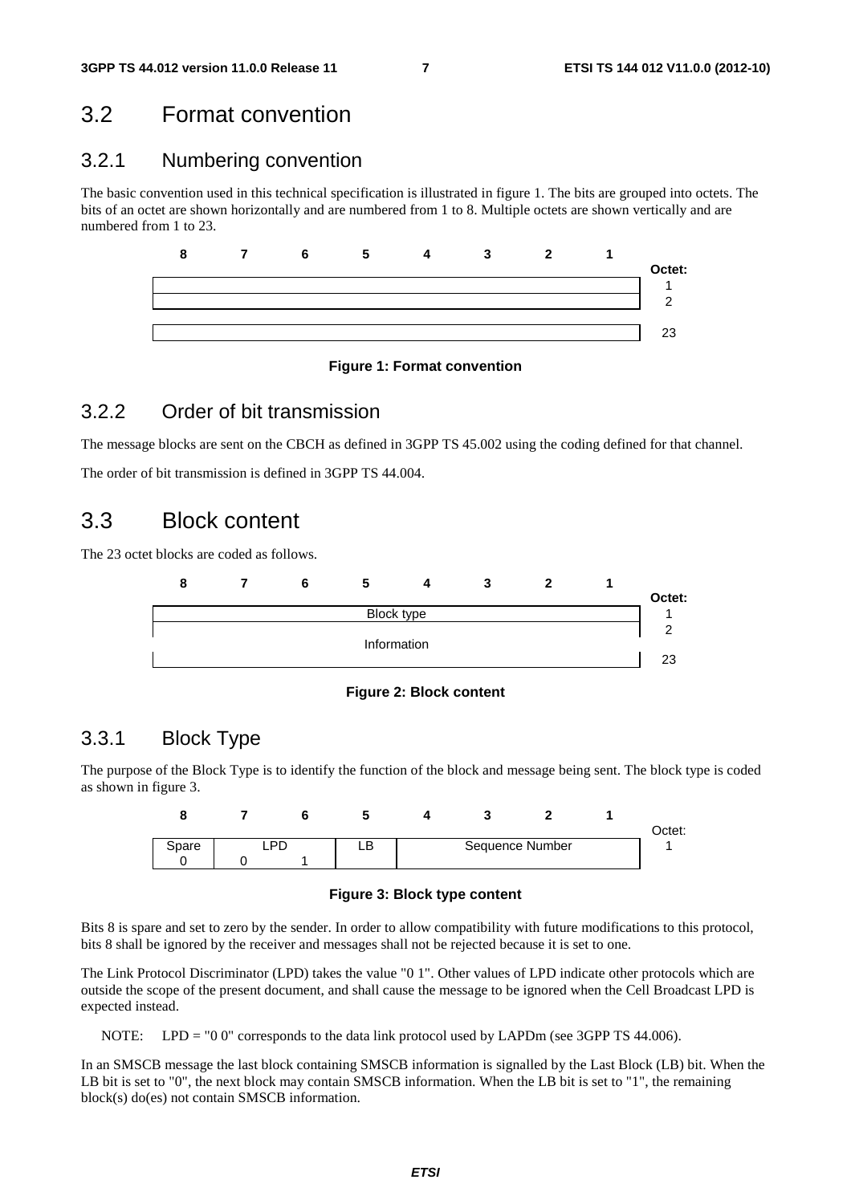## 3.2 Format convention

### 3.2.1 Numbering convention

The basic convention used in this technical specification is illustrated in figure 1. The bits are grouped into octets. The bits of an octet are shown horizontally and are numbered from 1 to 8. Multiple octets are shown vertically and are numbered from 1 to 23.

| 8 | 7 | 6 | 5 | 4 | 3 | 2 | 1 | Octet: |
|---|---|---|---|---|---|---|---|---|
| | | | | | | | | 1 |
| | | | | | | | | 2 |
| | | | | | | | | 23 |

**Figure 1: Format convention**

### 3.2.2 Order of bit transmission

The message blocks are sent on the CBCH as defined in 3GPP TS 45.002 using the coding defined for that channel.

The order of bit transmission is defined in 3GPP TS 44.004.

## 3.3 Block content

The 23 octet blocks are coded as follows.

| 8 | 7 | 6 | 5 | 4 | 3 | 2 | 1 | Octet: |
|---|---|---|---|---|---|---|---|---|
| Block type | | | | | | | | 1 |
| Information | | | | | | | | 2 |
| | | | | | | | | 23 |

**Figure 2: Block content**

### 3.3.1 Block Type

The purpose of the Block Type is to identify the function of the block and message being sent. The block type is coded as shown in figure 3.

| 8 | 7 | 6 | 5 | 4 | 3 | 2 | 1 | Octet: |
|---|---|---|---|---|---|---|---|---|
| Spare | LPD | | LB | Sequence Number | | | | 1 |
| 0 | 0 | 1 | | | | | | |

**Figure 3: Block type content**

Bits 8 is spare and set to zero by the sender. In order to allow compatibility with future modifications to this protocol, bits 8 shall be ignored by the receiver and messages shall not be rejected because it is set to one.

The Link Protocol Discriminator (LPD) takes the value "0 1". Other values of LPD indicate other protocols which are outside the scope of the present document, and shall cause the message to be ignored when the Cell Broadcast LPD is expected instead.

NOTE: LPD = "0 0" corresponds to the data link protocol used by LAPDm (see 3GPP TS 44.006).

In an SMSCB message the last block containing SMSCB information is signalled by the Last Block (LB) bit. When the LB bit is set to "0", the next block may contain SMSCB information. When the LB bit is set to "1", the remaining block(s) do(es) not contain SMSCB information.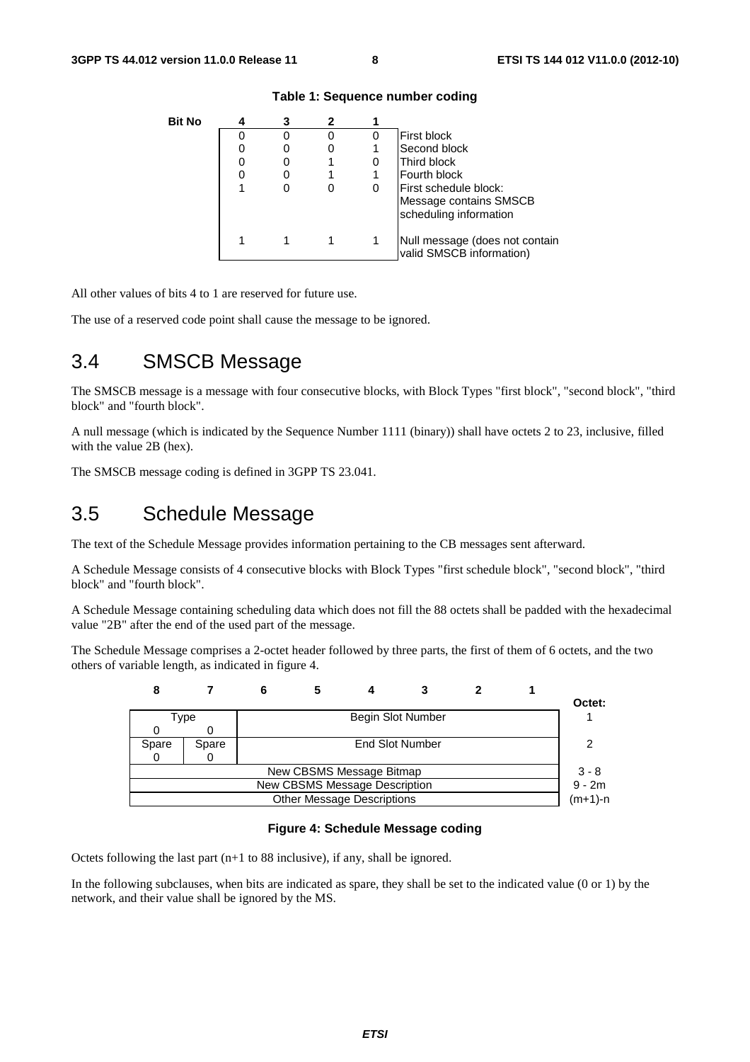**Table 1: Sequence number coding**

| Bit No | 4 | 3 | 2 | 1 | |
|---|---|---|---|---|---|
| | 0 | 0 | 0 | 0 | First block |
| | 0 | 0 | 0 | 1 | Second block |
| | 0 | 0 | 1 | 0 | Third block |
| | 0 | 0 | 1 | 1 | Fourth block |
| | 1 | 0 | 0 | 0 | First schedule block: Message contains SMSCB scheduling information |
| | 1 | 1 | 1 | 1 | Null message (does not contain valid SMSCB information) |

All other values of bits 4 to 1 are reserved for future use.

The use of a reserved code point shall cause the message to be ignored.

# 3.4 SMSCB Message

The SMSCB message is a message with four consecutive blocks, with Block Types "first block", "second block", "third block" and "fourth block".

A null message (which is indicated by the Sequence Number 1111 (binary)) shall have octets 2 to 23, inclusive, filled with the value 2B (hex).

The SMSCB message coding is defined in 3GPP TS 23.041.

# 3.5 Schedule Message

The text of the Schedule Message provides information pertaining to the CB messages sent afterward.

A Schedule Message consists of 4 consecutive blocks with Block Types "first schedule block", "second block", "third block" and "fourth block".

A Schedule Message containing scheduling data which does not fill the 88 octets shall be padded with the hexadecimal value "2B" after the end of the used part of the message.

The Schedule Message comprises a 2-octet header followed by three parts, the first of them of 6 octets, and the two others of variable length, as indicated in figure 4.

| 8 | 7 | 6 | 5 | 4 | 3 | 2 | 1 | Octet: |
|---|---|---|---|---|---|---|---|---|
| Type 0 | 0 | Begin Slot Number | | | | | | 1 |
| Spare 0 | Spare 0 | End Slot Number | | | | | | 2 |
| New CBSMS Message Bitmap | | | | | | | | 3 - 8 |
| New CBSMS Message Description | | | | | | | | 9 - 2m |
| Other Message Descriptions | | | | | | | | (m+1)-n |

**Figure 4: Schedule Message coding**

Octets following the last part (n+1 to 88 inclusive), if any, shall be ignored.

In the following subclauses, when bits are indicated as spare, they shall be set to the indicated value (0 or 1) by the network, and their value shall be ignored by the MS.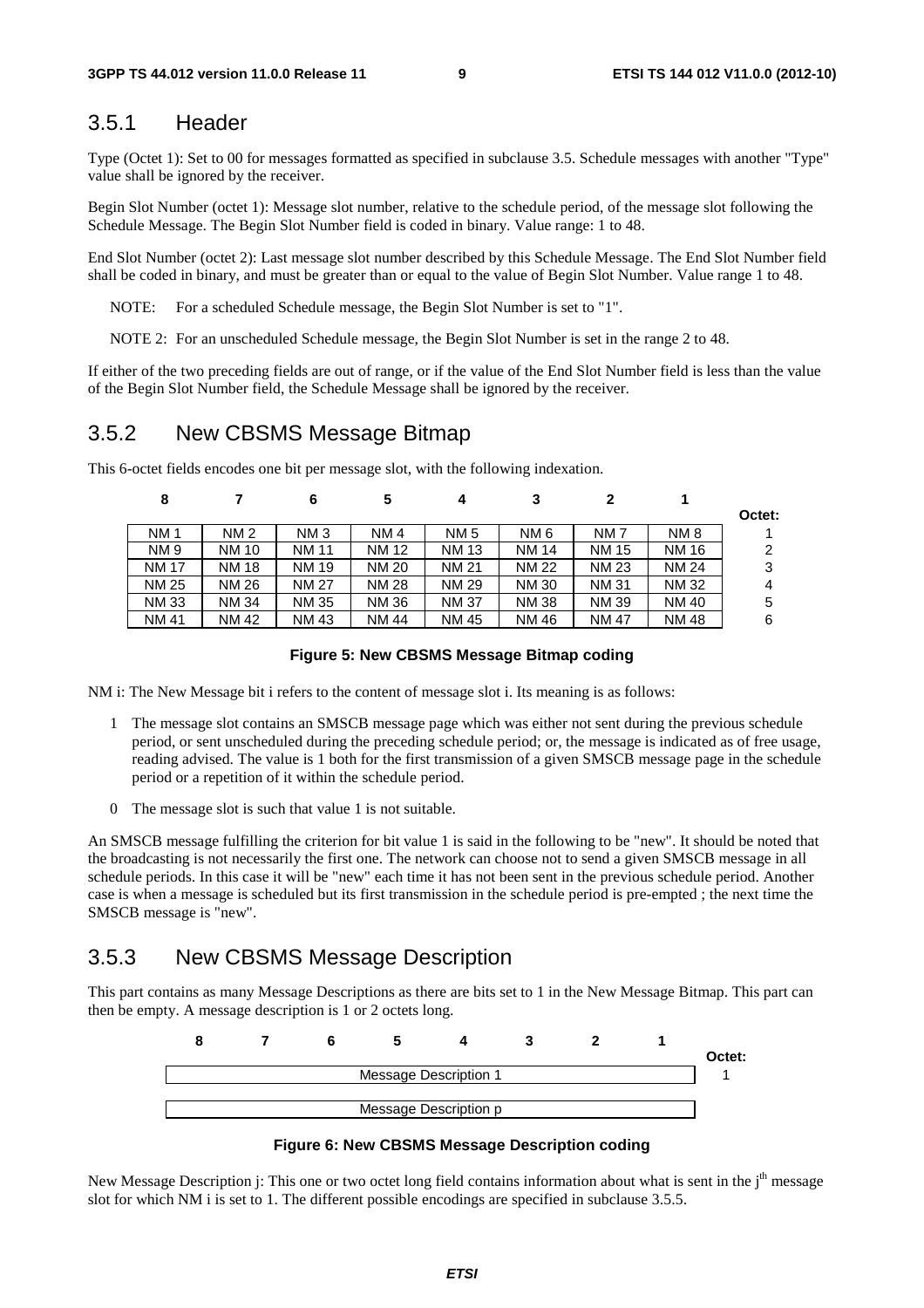## 3.5.1 Header

Type (Octet 1): Set to 00 for messages formatted as specified in subclause 3.5. Schedule messages with another "Type" value shall be ignored by the receiver.

Begin Slot Number (octet 1): Message slot number, relative to the schedule period, of the message slot following the Schedule Message. The Begin Slot Number field is coded in binary. Value range: 1 to 48.

End Slot Number (octet 2): Last message slot number described by this Schedule Message. The End Slot Number field shall be coded in binary, and must be greater than or equal to the value of Begin Slot Number. Value range 1 to 48.

NOTE: For a scheduled Schedule message, the Begin Slot Number is set to "1".

NOTE 2: For an unscheduled Schedule message, the Begin Slot Number is set in the range 2 to 48.

If either of the two preceding fields are out of range, or if the value of the End Slot Number field is less than the value of the Begin Slot Number field, the Schedule Message shall be ignored by the receiver.

## 3.5.2 New CBSMS Message Bitmap

This 6-octet fields encodes one bit per message slot, with the following indexation.

| 8 | 7 | 6 | 5 | 4 | 3 | 2 | 1 | Octet: |
|---|---|---|---|---|---|---|---|---|
| NM 1 | NM 2 | NM 3 | NM 4 | NM 5 | NM 6 | NM 7 | NM 8 | 1 |
| NM 9 | NM 10 | NM 11 | NM 12 | NM 13 | NM 14 | NM 15 | NM 16 | 2 |
| NM 17 | NM 18 | NM 19 | NM 20 | NM 21 | NM 22 | NM 23 | NM 24 | 3 |
| NM 25 | NM 26 | NM 27 | NM 28 | NM 29 | NM 30 | NM 31 | NM 32 | 4 |
| NM 33 | NM 34 | NM 35 | NM 36 | NM 37 | NM 38 | NM 39 | NM 40 | 5 |
| NM 41 | NM 42 | NM 43 | NM 44 | NM 45 | NM 46 | NM 47 | NM 48 | 6 |

**Figure 5: New CBSMS Message Bitmap coding**

NM i: The New Message bit i refers to the content of message slot i. Its meaning is as follows:

1 The message slot contains an SMSCB message page which was either not sent during the previous schedule period, or sent unscheduled during the preceding schedule period; or, the message is indicated as of free usage, reading advised. The value is 1 both for the first transmission of a given SMSCB message page in the schedule period or a repetition of it within the schedule period.

0 The message slot is such that value 1 is not suitable.

An SMSCB message fulfilling the criterion for bit value 1 is said in the following to be "new". It should be noted that the broadcasting is not necessarily the first one. The network can choose not to send a given SMSCB message in all schedule periods. In this case it will be "new" each time it has not been sent in the previous schedule period. Another case is when a message is scheduled but its first transmission in the schedule period is pre-empted ; the next time the SMSCB message is "new".

## 3.5.3 New CBSMS Message Description

This part contains as many Message Descriptions as there are bits set to 1 in the New Message Bitmap. This part can then be empty. A message description is 1 or 2 octets long.

| 8 | 7 | 6 | 5 | 4 | 3 | 2 | 1 | Octet: |
|---|---|---|---|---|---|---|---|---|
| Message Description 1 | | | | | | | | 1 |
| | | | | | | | | |
| Message Description p | | | | | | | | |

**Figure 6: New CBSMS Message Description coding**

New Message Description j: This one or two octet long field contains information about what is sent in the j[th] message slot for which NM i is set to 1. The different possible encodings are specified in subclause 3.5.5.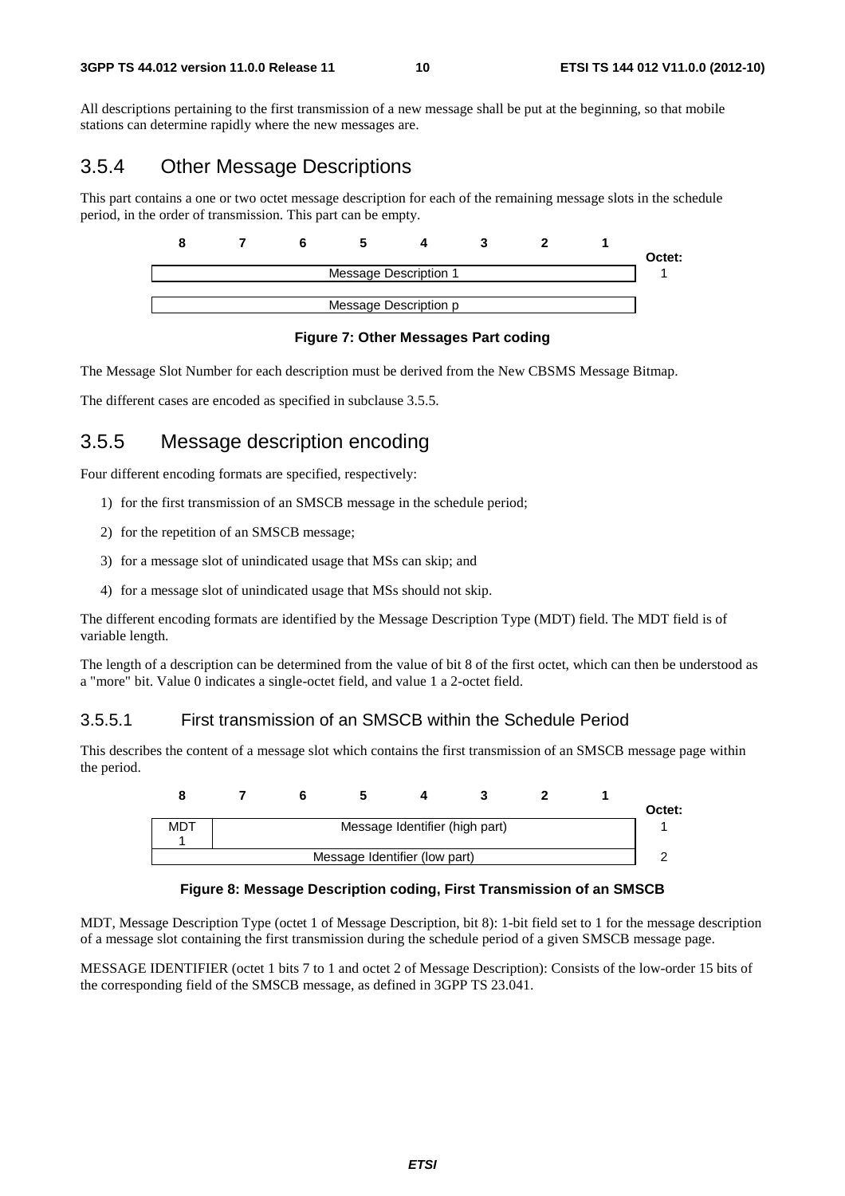All descriptions pertaining to the first transmission of a new message shall be put at the beginning, so that mobile stations can determine rapidly where the new messages are.

## 3.5.4 Other Message Descriptions

This part contains a one or two octet message description for each of the remaining message slots in the schedule period, in the order of transmission. This part can be empty.

| 8 | 7 | 6 | 5 | 4 | 3 | 2 | 1 | Octet: |
|---|---|---|---|---|---|---|---|---|
| Message Description 1 | | | | | | | | 1 |
| Message Description p | | | | | | | | |

**Figure 7: Other Messages Part coding**

The Message Slot Number for each description must be derived from the New CBSMS Message Bitmap.

The different cases are encoded as specified in subclause 3.5.5.

## 3.5.5 Message description encoding

Four different encoding formats are specified, respectively:

1) for the first transmission of an SMSCB message in the schedule period;
2) for the repetition of an SMSCB message;
3) for a message slot of unindicated usage that MSs can skip; and
4) for a message slot of unindicated usage that MSs should not skip.

The different encoding formats are identified by the Message Description Type (MDT) field. The MDT field is of variable length.

The length of a description can be determined from the value of bit 8 of the first octet, which can then be understood as a "more" bit. Value 0 indicates a single-octet field, and value 1 a 2-octet field.

### 3.5.5.1 First transmission of an SMSCB within the Schedule Period

This describes the content of a message slot which contains the first transmission of an SMSCB message page within the period.

| 8 | 7 | 6 | 5 | 4 | 3 | 2 | 1 | Octet: |
|---|---|---|---|---|---|---|---|---|
| MDT 1 | Message Identifier (high part) | | | | | | | 1 |
| Message Identifier (low part) | | | | | | | | 2 |

**Figure 8: Message Description coding, First Transmission of an SMSCB**

MDT, Message Description Type (octet 1 of Message Description, bit 8): 1-bit field set to 1 for the message description of a message slot containing the first transmission during the schedule period of a given SMSCB message page.

MESSAGE IDENTIFIER (octet 1 bits 7 to 1 and octet 2 of Message Description): Consists of the low-order 15 bits of the corresponding field of the SMSCB message, as defined in 3GPP TS 23.041.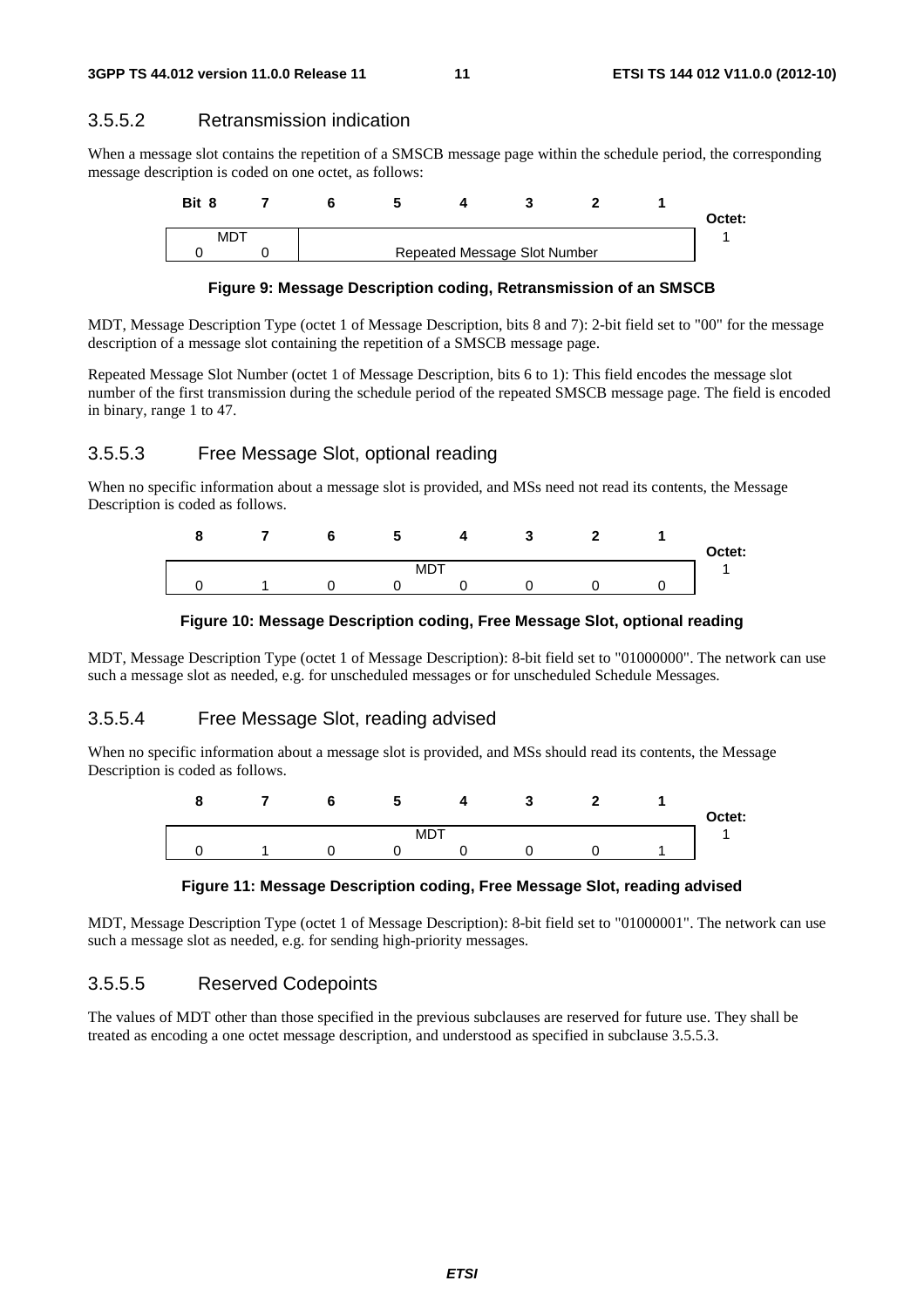#### 3.5.5.2 Retransmission indication

When a message slot contains the repetition of a SMSCB message page within the schedule period, the corresponding message description is coded on one octet, as follows:

| Bit 8 | 7 | 6 | 5 | 4 | 3 | 2 | 1 | Octet: |
|---|---|---|---|---|---|---|---|---|
| MDT | | Repeated Message Slot Number | | | | | | 1 |
| 0 | 0 | | | | | | | |

**Figure 9: Message Description coding, Retransmission of an SMSCB**

MDT, Message Description Type (octet 1 of Message Description, bits 8 and 7): 2-bit field set to "00" for the message description of a message slot containing the repetition of a SMSCB message page.

Repeated Message Slot Number (octet 1 of Message Description, bits 6 to 1): This field encodes the message slot number of the first transmission during the schedule period of the repeated SMSCB message page. The field is encoded in binary, range 1 to 47.

#### 3.5.5.3 Free Message Slot, optional reading

When no specific information about a message slot is provided, and MSs need not read its contents, the Message Description is coded as follows.

| 8 | 7 | 6 | 5 | 4 | 3 | 2 | 1 | Octet: |
|---|---|---|---|---|---|---|---|---|
| MDT | | | | | | | | 1 |
| 0 | 1 | 0 | 0 | 0 | 0 | 0 | 0 | |

**Figure 10: Message Description coding, Free Message Slot, optional reading**

MDT, Message Description Type (octet 1 of Message Description): 8-bit field set to "01000000". The network can use such a message slot as needed, e.g. for unscheduled messages or for unscheduled Schedule Messages.

#### 3.5.5.4 Free Message Slot, reading advised

When no specific information about a message slot is provided, and MSs should read its contents, the Message Description is coded as follows.

| 8 | 7 | 6 | 5 | 4 | 3 | 2 | 1 | Octet: |
|---|---|---|---|---|---|---|---|---|
| MDT | | | | | | | | 1 |
| 0 | 1 | 0 | 0 | 0 | 0 | 0 | 1 | |

**Figure 11: Message Description coding, Free Message Slot, reading advised**

MDT, Message Description Type (octet 1 of Message Description): 8-bit field set to "01000001". The network can use such a message slot as needed, e.g. for sending high-priority messages.

#### 3.5.5.5 Reserved Codepoints

The values of MDT other than those specified in the previous subclauses are reserved for future use. They shall be treated as encoding a one octet message description, and understood as specified in subclause 3.5.5.3.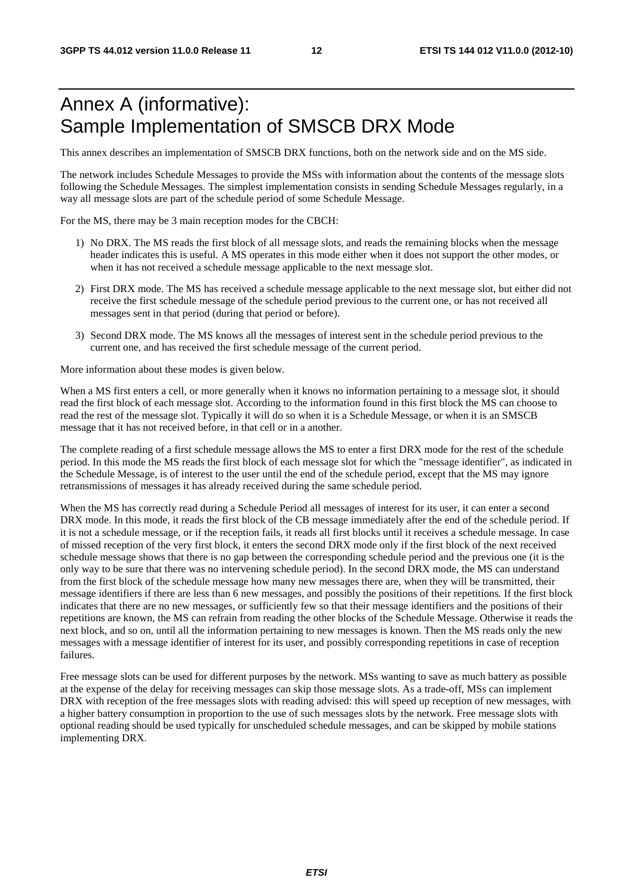# Annex A (informative): Sample Implementation of SMSCB DRX Mode

This annex describes an implementation of SMSCB DRX functions, both on the network side and on the MS side.

The network includes Schedule Messages to provide the MSs with information about the contents of the message slots following the Schedule Messages. The simplest implementation consists in sending Schedule Messages regularly, in a way all message slots are part of the schedule period of some Schedule Message.

For the MS, there may be 3 main reception modes for the CBCH:

1) No DRX. The MS reads the first block of all message slots, and reads the remaining blocks when the message header indicates this is useful. A MS operates in this mode either when it does not support the other modes, or when it has not received a schedule message applicable to the next message slot.

2) First DRX mode. The MS has received a schedule message applicable to the next message slot, but either did not receive the first schedule message of the schedule period previous to the current one, or has not received all messages sent in that period (during that period or before).

3) Second DRX mode. The MS knows all the messages of interest sent in the schedule period previous to the current one, and has received the first schedule message of the current period.

More information about these modes is given below.

When a MS first enters a cell, or more generally when it knows no information pertaining to a message slot, it should read the first block of each message slot. According to the information found in this first block the MS can choose to read the rest of the message slot. Typically it will do so when it is a Schedule Message, or when it is an SMSCB message that it has not received before, in that cell or in a another.

The complete reading of a first schedule message allows the MS to enter a first DRX mode for the rest of the schedule period. In this mode the MS reads the first block of each message slot for which the "message identifier", as indicated in the Schedule Message, is of interest to the user until the end of the schedule period, except that the MS may ignore retransmissions of messages it has already received during the same schedule period.

When the MS has correctly read during a Schedule Period all messages of interest for its user, it can enter a second DRX mode. In this mode, it reads the first block of the CB message immediately after the end of the schedule period. If it is not a schedule message, or if the reception fails, it reads all first blocks until it receives a schedule message. In case of missed reception of the very first block, it enters the second DRX mode only if the first block of the next received schedule message shows that there is no gap between the corresponding schedule period and the previous one (it is the only way to be sure that there was no intervening schedule period). In the second DRX mode, the MS can understand from the first block of the schedule message how many new messages there are, when they will be transmitted, their message identifiers if there are less than 6 new messages, and possibly the positions of their repetitions. If the first block indicates that there are no new messages, or sufficiently few so that their message identifiers and the positions of their repetitions are known, the MS can refrain from reading the other blocks of the Schedule Message. Otherwise it reads the next block, and so on, until all the information pertaining to new messages is known. Then the MS reads only the new messages with a message identifier of interest for its user, and possibly corresponding repetitions in case of reception failures.

Free message slots can be used for different purposes by the network. MSs wanting to save as much battery as possible at the expense of the delay for receiving messages can skip those message slots. As a trade-off, MSs can implement DRX with reception of the free messages slots with reading advised: this will speed up reception of new messages, with a higher battery consumption in proportion to the use of such messages slots by the network. Free message slots with optional reading should be used typically for unscheduled schedule messages, and can be skipped by mobile stations implementing DRX.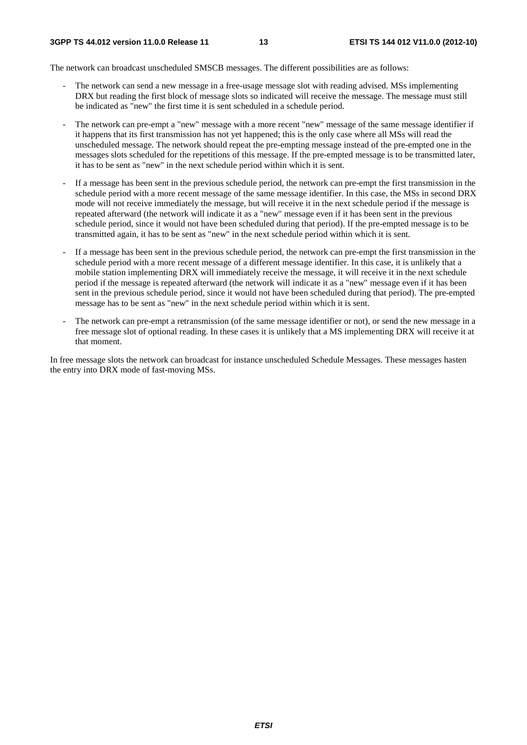The network can broadcast unscheduled SMSCB messages. The different possibilities are as follows:

- The network can send a new message in a free-usage message slot with reading advised. MSs implementing DRX but reading the first block of message slots so indicated will receive the message. The message must still be indicated as "new" the first time it is sent scheduled in a schedule period.
- The network can pre-empt a "new" message with a more recent "new" message of the same message identifier if it happens that its first transmission has not yet happened; this is the only case where all MSs will read the unscheduled message. The network should repeat the pre-empting message instead of the pre-empted one in the messages slots scheduled for the repetitions of this message. If the pre-empted message is to be transmitted later, it has to be sent as "new" in the next schedule period within which it is sent.
- If a message has been sent in the previous schedule period, the network can pre-empt the first transmission in the schedule period with a more recent message of the same message identifier. In this case, the MSs in second DRX mode will not receive immediately the message, but will receive it in the next schedule period if the message is repeated afterward (the network will indicate it as a "new" message even if it has been sent in the previous schedule period, since it would not have been scheduled during that period). If the pre-empted message is to be transmitted again, it has to be sent as "new" in the next schedule period within which it is sent.
- If a message has been sent in the previous schedule period, the network can pre-empt the first transmission in the schedule period with a more recent message of a different message identifier. In this case, it is unlikely that a mobile station implementing DRX will immediately receive the message, it will receive it in the next schedule period if the message is repeated afterward (the network will indicate it as a "new" message even if it has been sent in the previous schedule period, since it would not have been scheduled during that period). The pre-empted message has to be sent as "new" in the next schedule period within which it is sent.
- The network can pre-empt a retransmission (of the same message identifier or not), or send the new message in a free message slot of optional reading. In these cases it is unlikely that a MS implementing DRX will receive it at that moment.

In free message slots the network can broadcast for instance unscheduled Schedule Messages. These messages hasten the entry into DRX mode of fast-moving MSs.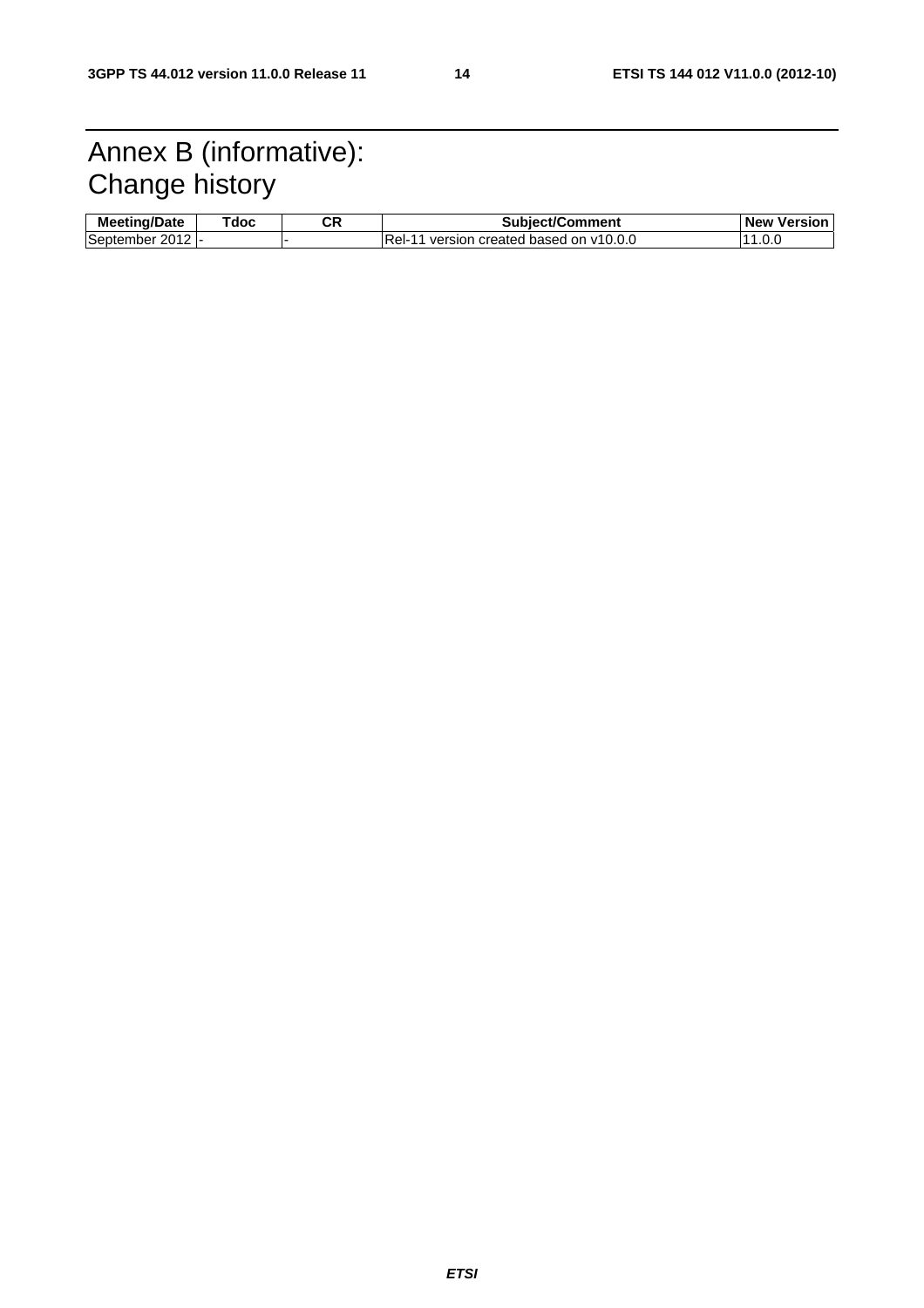# Annex B (informative): Change history

| Meeting/Date | Tdoc | CR | Subject/Comment | New Version |
|---|---|---|---|---|
| September 2012 | - | - | Rel-11 version created based on v10.0.0 | 11.0.0 |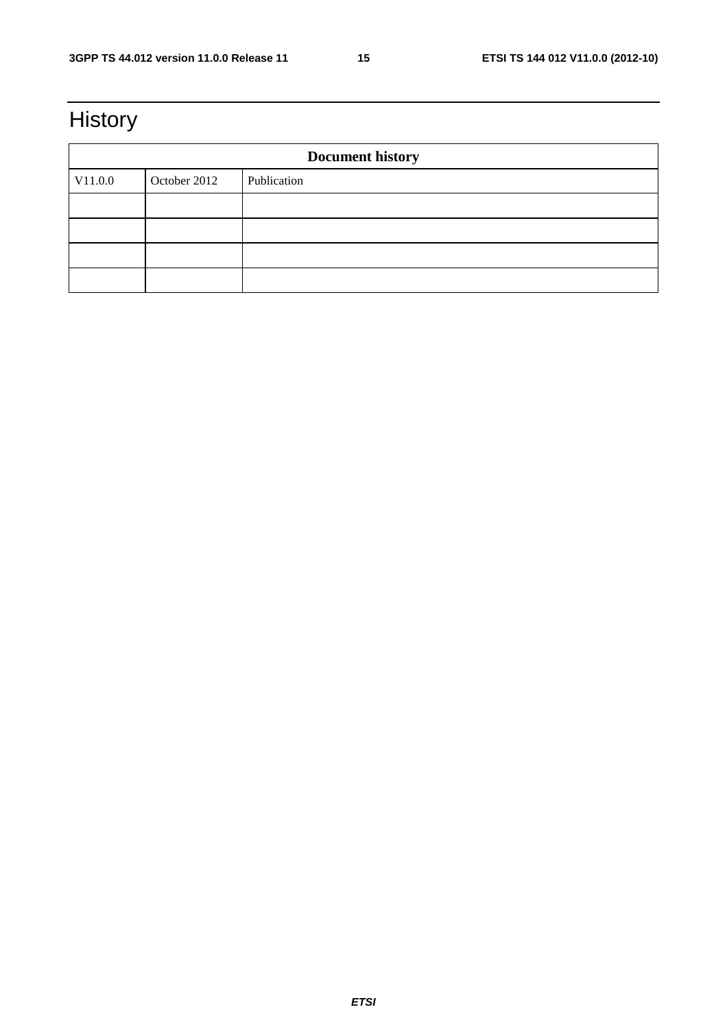# History

| Document history | | |
|---|---|---|
| V11.0.0 | October 2012 | Publication |
| | | |
| | | |
| | | |
| | | |